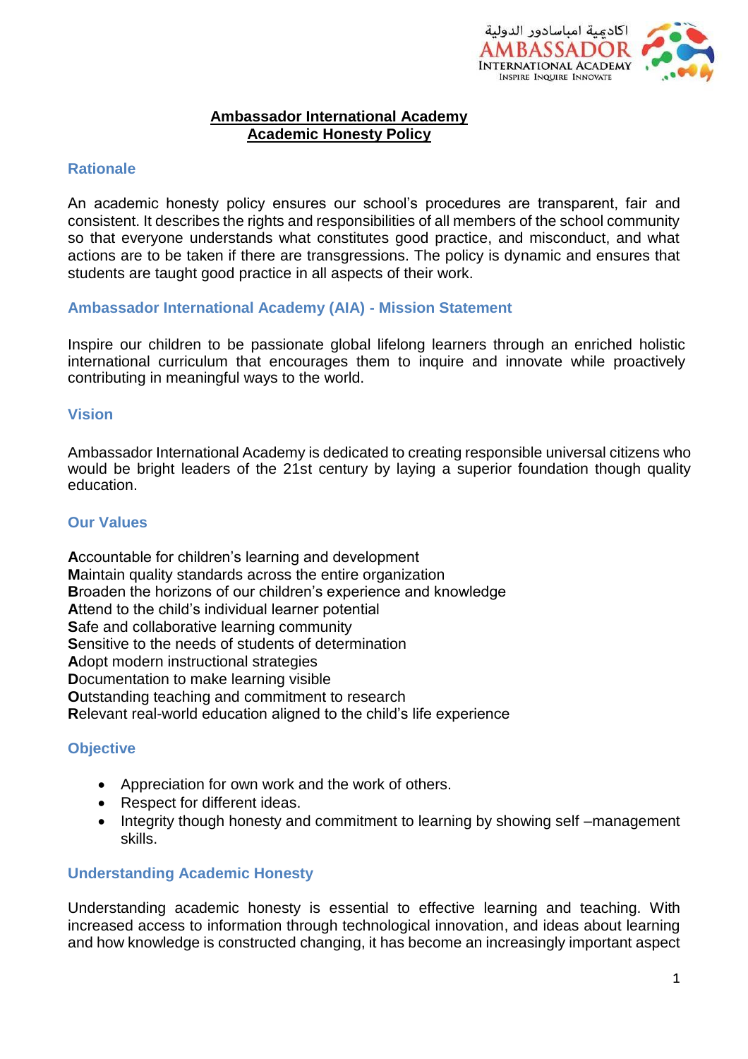# Ambassador International Academy
# Academic Honesty Policy

## Rationale

An academic honesty policy ensures our school's procedures are transparent, fair and consistent. It describes the rights and responsibilities of all members of the school community so that everyone understands what constitutes good practice, and misconduct, and what actions are to be taken if there are transgressions. The policy is dynamic and ensures that students are taught good practice in all aspects of their work.

## Ambassador International Academy (AIA) - Mission Statement

Inspire our children to be passionate global lifelong learners through an enriched holistic international curriculum that encourages them to inquire and innovate while proactively contributing in meaningful ways to the world.

## Vision

Ambassador International Academy is dedicated to creating responsible universal citizens who would be bright leaders of the 21st century by laying a superior foundation though quality education.

## Our Values

**A**ccountable for children's learning and development
**M**aintain quality standards across the entire organization
**B**roaden the horizons of our children's experience and knowledge
**A**ttend to the child's individual learner potential
**S**afe and collaborative learning community
**S**ensitive to the needs of students of determination
**A**dopt modern instructional strategies
**D**ocumentation to make learning visible
**O**utstanding teaching and commitment to research
**R**elevant real-world education aligned to the child's life experience

## Objective

- Appreciation for own work and the work of others.
- Respect for different ideas.
- Integrity though honesty and commitment to learning by showing self –management skills.

## Understanding Academic Honesty

Understanding academic honesty is essential to effective learning and teaching. With increased access to information through technological innovation, and ideas about learning and how knowledge is constructed changing, it has become an increasingly important aspect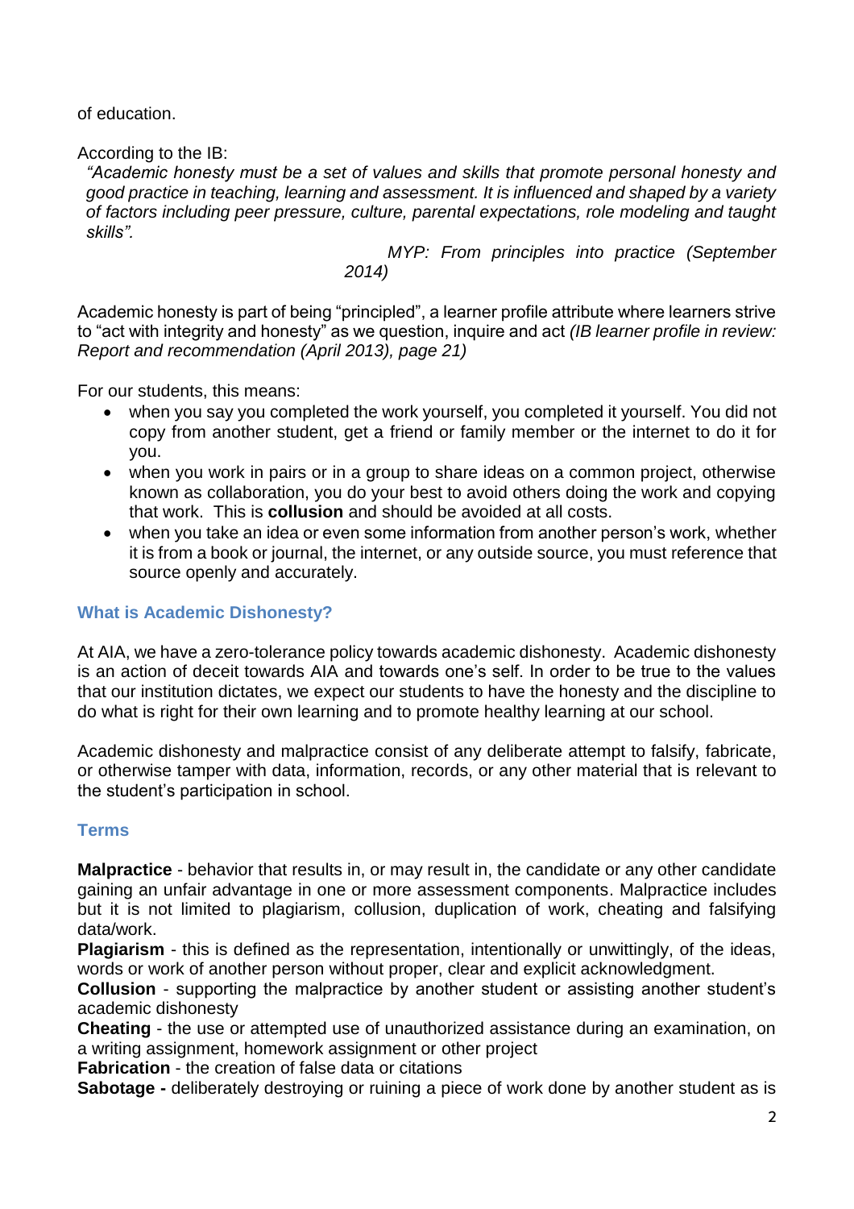of education.

According to the IB:

> *"Academic honesty must be a set of values and skills that promote personal honesty and good practice in teaching, learning and assessment. It is influenced and shaped by a variety of factors including peer pressure, culture, parental expectations, role modeling and taught skills".*
>
> *MYP: From principles into practice (September 2014)*

Academic honesty is part of being "principled", a learner profile attribute where learners strive to "act with integrity and honesty" as we question, inquire and act *(IB learner profile in review: Report and recommendation (April 2013), page 21)*

For our students, this means:

- when you say you completed the work yourself, you completed it yourself. You did not copy from another student, get a friend or family member or the internet to do it for you.
- when you work in pairs or in a group to share ideas on a common project, otherwise known as collaboration, you do your best to avoid others doing the work and copying that work. This is **collusion** and should be avoided at all costs.
- when you take an idea or even some information from another person's work, whether it is from a book or journal, the internet, or any outside source, you must reference that source openly and accurately.

### What is Academic Dishonesty?

At AIA, we have a zero-tolerance policy towards academic dishonesty. Academic dishonesty is an action of deceit towards AIA and towards one's self. In order to be true to the values that our institution dictates, we expect our students to have the honesty and the discipline to do what is right for their own learning and to promote healthy learning at our school.

Academic dishonesty and malpractice consist of any deliberate attempt to falsify, fabricate, or otherwise tamper with data, information, records, or any other material that is relevant to the student's participation in school.

### Terms

**Malpractice** - behavior that results in, or may result in, the candidate or any other candidate gaining an unfair advantage in one or more assessment components. Malpractice includes but it is not limited to plagiarism, collusion, duplication of work, cheating and falsifying data/work.

**Plagiarism** - this is defined as the representation, intentionally or unwittingly, of the ideas, words or work of another person without proper, clear and explicit acknowledgment.

**Collusion** - supporting the malpractice by another student or assisting another student's academic dishonesty

**Cheating** - the use or attempted use of unauthorized assistance during an examination, on a writing assignment, homework assignment or other project

**Fabrication** - the creation of false data or citations

**Sabotage -** deliberately destroying or ruining a piece of work done by another student as is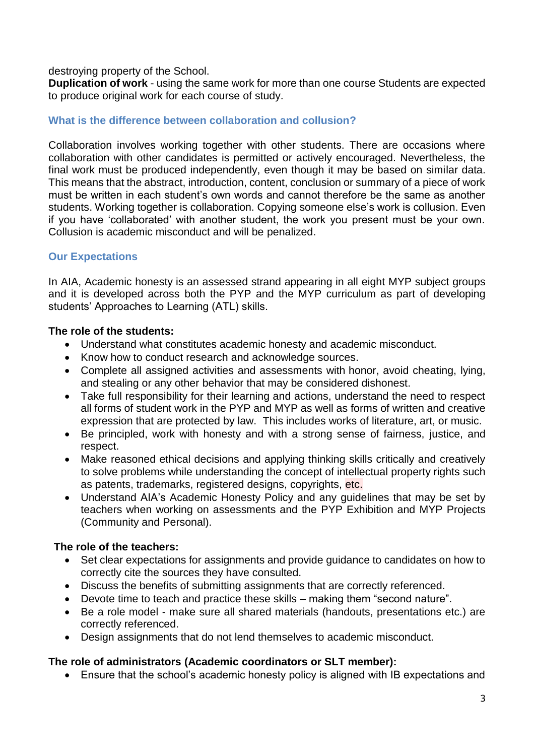destroying property of the School.
**Duplication of work** - using the same work for more than one course Students are expected to produce original work for each course of study.

### What is the difference between collaboration and collusion?

Collaboration involves working together with other students. There are occasions where collaboration with other candidates is permitted or actively encouraged. Nevertheless, the final work must be produced independently, even though it may be based on similar data. This means that the abstract, introduction, content, conclusion or summary of a piece of work must be written in each student's own words and cannot therefore be the same as another students. Working together is collaboration. Copying someone else's work is collusion. Even if you have 'collaborated' with another student, the work you present must be your own. Collusion is academic misconduct and will be penalized.

### Our Expectations

In AIA, Academic honesty is an assessed strand appearing in all eight MYP subject groups and it is developed across both the PYP and the MYP curriculum as part of developing students' Approaches to Learning (ATL) skills.

**The role of the students:**

- Understand what constitutes academic honesty and academic misconduct.
- Know how to conduct research and acknowledge sources.
- Complete all assigned activities and assessments with honor, avoid cheating, lying, and stealing or any other behavior that may be considered dishonest.
- Take full responsibility for their learning and actions, understand the need to respect all forms of student work in the PYP and MYP as well as forms of written and creative expression that are protected by law. This includes works of literature, art, or music.
- Be principled, work with honesty and with a strong sense of fairness, justice, and respect.
- Make reasoned ethical decisions and applying thinking skills critically and creatively to solve problems while understanding the concept of intellectual property rights such as patents, trademarks, registered designs, copyrights, etc.
- Understand AIA's Academic Honesty Policy and any guidelines that may be set by teachers when working on assessments and the PYP Exhibition and MYP Projects (Community and Personal).

**The role of the teachers:**

- Set clear expectations for assignments and provide guidance to candidates on how to correctly cite the sources they have consulted.
- Discuss the benefits of submitting assignments that are correctly referenced.
- Devote time to teach and practice these skills – making them "second nature".
- Be a role model - make sure all shared materials (handouts, presentations etc.) are correctly referenced.
- Design assignments that do not lend themselves to academic misconduct.

**The role of administrators (Academic coordinators or SLT member):**

- Ensure that the school's academic honesty policy is aligned with IB expectations and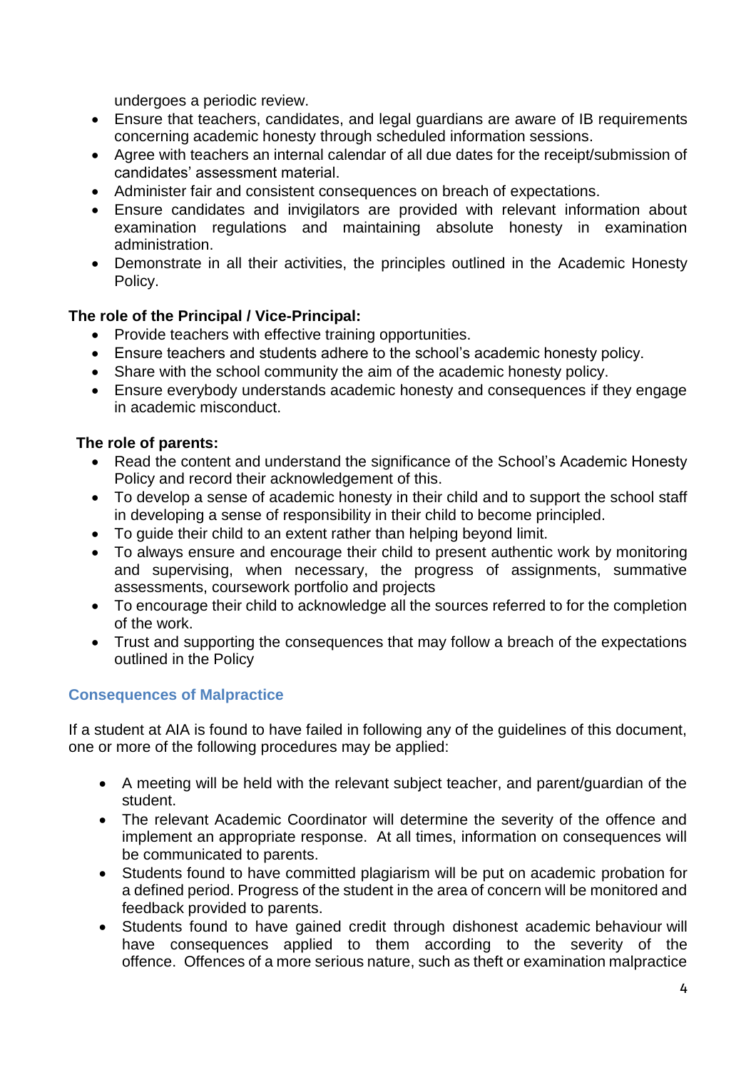undergoes a periodic review.

- Ensure that teachers, candidates, and legal guardians are aware of IB requirements concerning academic honesty through scheduled information sessions.
- Agree with teachers an internal calendar of all due dates for the receipt/submission of candidates' assessment material.
- Administer fair and consistent consequences on breach of expectations.
- Ensure candidates and invigilators are provided with relevant information about examination regulations and maintaining absolute honesty in examination administration.
- Demonstrate in all their activities, the principles outlined in the Academic Honesty Policy.

**The role of the Principal / Vice-Principal:**

- Provide teachers with effective training opportunities.
- Ensure teachers and students adhere to the school's academic honesty policy.
- Share with the school community the aim of the academic honesty policy.
- Ensure everybody understands academic honesty and consequences if they engage in academic misconduct.

**The role of parents:**

- Read the content and understand the significance of the School's Academic Honesty Policy and record their acknowledgement of this.
- To develop a sense of academic honesty in their child and to support the school staff in developing a sense of responsibility in their child to become principled.
- To guide their child to an extent rather than helping beyond limit.
- To always ensure and encourage their child to present authentic work by monitoring and supervising, when necessary, the progress of assignments, summative assessments, coursework portfolio and projects
- To encourage their child to acknowledge all the sources referred to for the completion of the work.
- Trust and supporting the consequences that may follow a breach of the expectations outlined in the Policy

## Consequences of Malpractice

If a student at AIA is found to have failed in following any of the guidelines of this document, one or more of the following procedures may be applied:

- A meeting will be held with the relevant subject teacher, and parent/guardian of the student.
- The relevant Academic Coordinator will determine the severity of the offence and implement an appropriate response. At all times, information on consequences will be communicated to parents.
- Students found to have committed plagiarism will be put on academic probation for a defined period. Progress of the student in the area of concern will be monitored and feedback provided to parents.
- Students found to have gained credit through dishonest academic behaviour will have consequences applied to them according to the severity of the offence. Offences of a more serious nature, such as theft or examination malpractice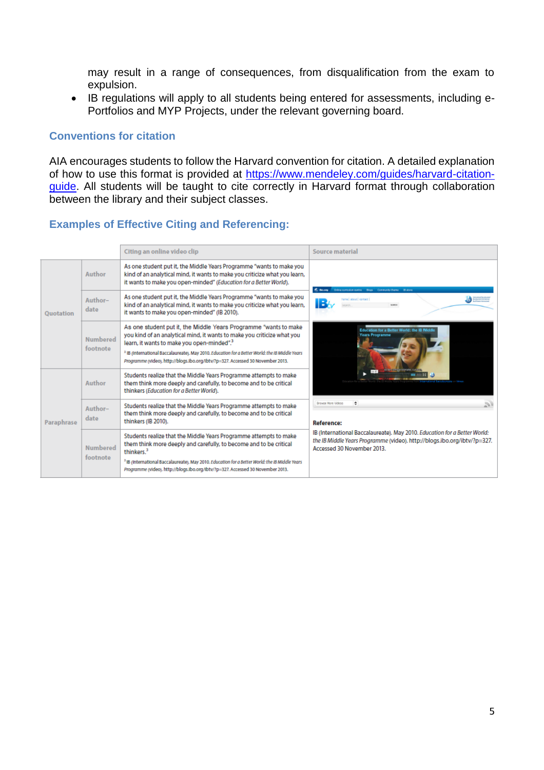may result in a range of consequences, from disqualification from the exam to expulsion.

- IB regulations will apply to all students being entered for assessments, including e-Portfolios and MYP Projects, under the relevant governing board.

## Conventions for citation

AIA encourages students to follow the Harvard convention for citation. A detailed explanation of how to use this format is provided at https://www.mendeley.com/guides/harvard-citation-guide. All students will be taught to cite correctly in Harvard format through collaboration between the library and their subject classes.

## Examples of Effective Citing and Referencing:

| | | Citing an online video clip | Source material |
|---|---|---|---|
| Quotation | Author | As one student put it, the Middle Years Programme "wants to make you kind of an analytical mind, it wants to make you criticize what you learn, it wants to make you open-minded" (*Education for a Better World*). | **Reference:** IB (International Baccalaureate). May 2010. *Education for a Better World: the IB Middle Years Programme* (video). http://blogs.ibo.org/ibtv/?p=327. Accessed 30 November 2013. |
| | Author–date | As one student put it, the Middle Years Programme "wants to make you kind of an analytical mind, it wants to make you criticize what you learn, it wants to make you open-minded" (IB 2010). | |
| | Numbered footnote | As one student put it, the Middle Years Programme "wants to make you kind of an analytical mind, it wants to make you criticize what you learn, it wants to make you open-minded".[3] [3] IB (International Baccalaureate). May 2010. *Education for a Better World: the IB Middle Years Programme* (video). http://blogs.ibo.org/ibtv/?p=327. Accessed 30 November 2013. | |
| Paraphrase | Author | Students realize that the Middle Years Programme attempts to make them think more deeply and carefully, to become and to be critical thinkers (*Education for a Better World*). | |
| | Author–date | Students realize that the Middle Years Programme attempts to make them think more deeply and carefully, to become and to be critical thinkers (IB 2010). | |
| | Numbered footnote | Students realize that the Middle Years Programme attempts to make them think more deeply and carefully, to become and to be critical thinkers.[3] [3] IB (International Baccalaureate). May 2010. *Education for a Better World: the IB Middle Years Programme* (video). http://blogs.ibo.org/ibtv/?p=327. Accessed 30 November 2013. | |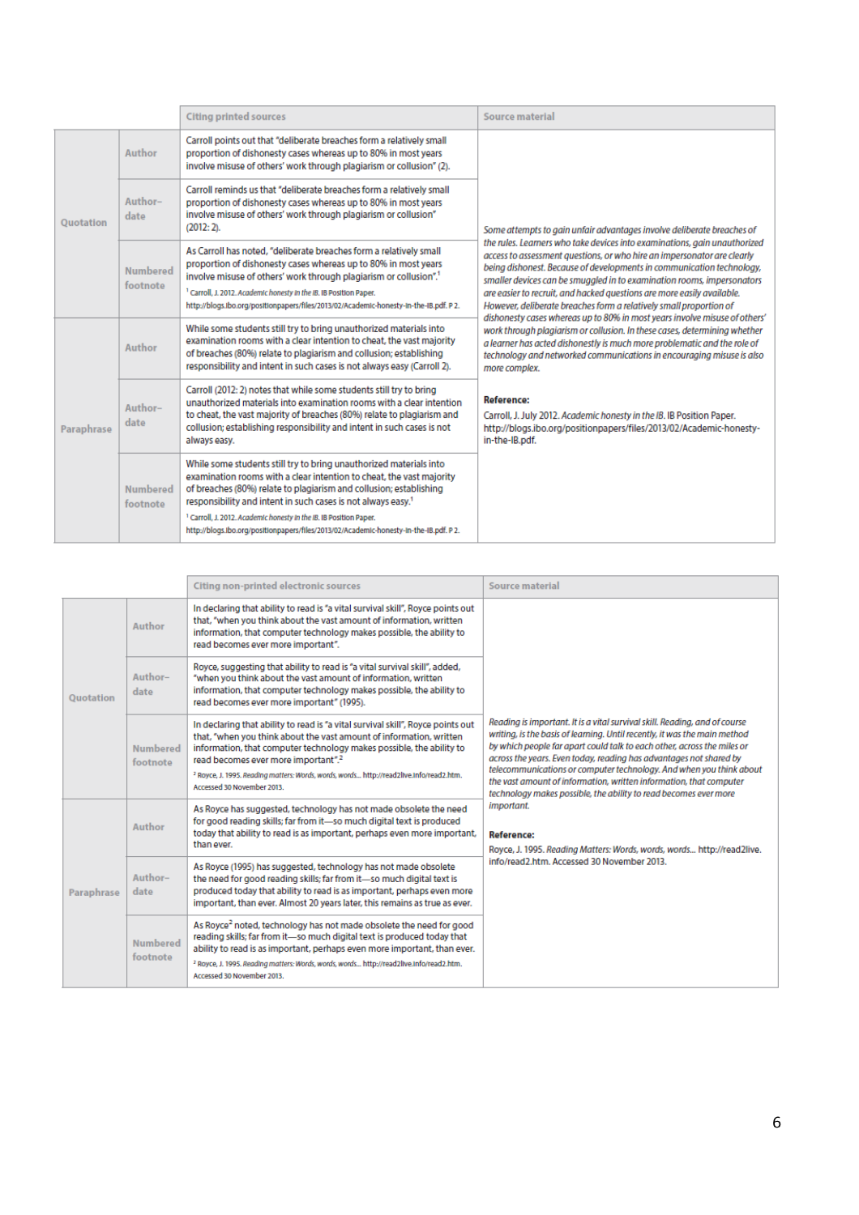| | | Citing printed sources | Source material |
|---|---|---|---|
| Quotation | Author | Carroll points out that "deliberate breaches form a relatively small proportion of dishonesty cases whereas up to 80% in most years involve misuse of others' work through plagiarism or collusion" (2). | *Some attempts to gain unfair advantages involve deliberate breaches of the rules. Learners who take devices into examinations, gain unauthorized access to assessment questions, or who hire an impersonator are clearly being dishonest. Because of developments in communication technology, smaller devices can be smuggled in to examination rooms, impersonators are easier to recruit, and hacked questions are more easily available. However, deliberate breaches form a relatively small proportion of dishonesty cases whereas up to 80% in most years involve misuse of others' work through plagiarism or collusion. In these cases, determining whether a learner has acted dishonestly is much more problematic and the role of technology and networked communications in encouraging misuse is also more complex.*<br><br>**Reference:**<br>Carroll, J. July 2012. *Academic honesty in the IB*. IB Position Paper. http://blogs.ibo.org/positionpapers/files/2013/02/Academic-honesty-in-the-IB.pdf. |
| | Author–date | Carroll reminds us that "deliberate breaches form a relatively small proportion of dishonesty cases whereas up to 80% in most years involve misuse of others' work through plagiarism or collusion" (2012: 2). | |
| | Numbered footnote | As Carroll has noted, "deliberate breaches form a relatively small proportion of dishonesty cases whereas up to 80% in most years involve misuse of others' work through plagiarism or collusion".[1]<br>[1] Carroll, J. 2012. *Academic honesty in the IB*. IB Position Paper. http://blogs.ibo.org/positionpapers/files/2013/02/Academic-honesty-in-the-IB.pdf. P 2. | |
| Paraphrase | Author | While some students still try to bring unauthorized materials into examination rooms with a clear intention to cheat, the vast majority of breaches (80%) relate to plagiarism and collusion; establishing responsibility and intent in such cases is not always easy (Carroll 2). | |
| | Author–date | Carroll (2012: 2) notes that while some students still try to bring unauthorized materials into examination rooms with a clear intention to cheat, the vast majority of breaches (80%) relate to plagiarism and collusion; establishing responsibility and intent in such cases is not always easy. | |
| | Numbered footnote | While some students still try to bring unauthorized materials into examination rooms with a clear intention to cheat, the vast majority of breaches (80%) relate to plagiarism and collusion; establishing responsibility and intent in such cases is not always easy.[1]<br>[1] Carroll, J. 2012. *Academic honesty in the IB*. IB Position Paper. http://blogs.ibo.org/positionpapers/files/2013/02/Academic-honesty-in-the-IB.pdf. P 2. | |

| | | Citing non-printed electronic sources | Source material |
|---|---|---|---|
| Quotation | Author | In declaring that ability to read is "a vital survival skill", Royce points out that, "when you think about the vast amount of information, written information, that computer technology makes possible, the ability to read becomes ever more important". | *Reading is important. It is a vital survival skill. Reading, and of course writing, is the basis of learning. Until recently, it was the main method by which people far apart could talk to each other, across the miles or across the years. Even today, reading has advantages not shared by telecommunications or computer technology. And when you think about the vast amount of information, written information, that computer technology makes possible, the ability to read becomes ever more important.*<br><br>**Reference:**<br>Royce, J. 1995. *Reading Matters: Words, words, words...* http://read2live.info/read2.htm. Accessed 30 November 2013. |
| | Author–date | Royce, suggesting that ability to read is "a vital survival skill", added, "when you think about the vast amount of information, written information, that computer technology makes possible, the ability to read becomes ever more important" (1995). | |
| | Numbered footnote | In declaring that ability to read is "a vital survival skill", Royce points out that, "when you think about the vast amount of information, written information, that computer technology makes possible, the ability to read becomes ever more important".[2]<br>[2] Royce, J. 1995. *Reading matters: Words, words, words...* http://read2live.info/read2.htm. Accessed 30 November 2013. | |
| Paraphrase | Author | As Royce has suggested, technology has not made obsolete the need for good reading skills; far from it—so much digital text is produced today that ability to read is as important, perhaps even more important, than ever. | |
| | Author–date | As Royce (1995) has suggested, technology has not made obsolete the need for good reading skills; far from it—so much digital text is produced today that ability to read is as important, perhaps even more important, than ever. Almost 20 years later, this remains as true as ever. | |
| | Numbered footnote | As Royce[2] noted, technology has not made obsolete the need for good reading skills; far from it—so much digital text is produced today that ability to read is as important, perhaps even more important, than ever.<br>[2] Royce, J. 1995. *Reading matters: Words, words, words...* http://read2live.info/read2.htm. Accessed 30 November 2013. | |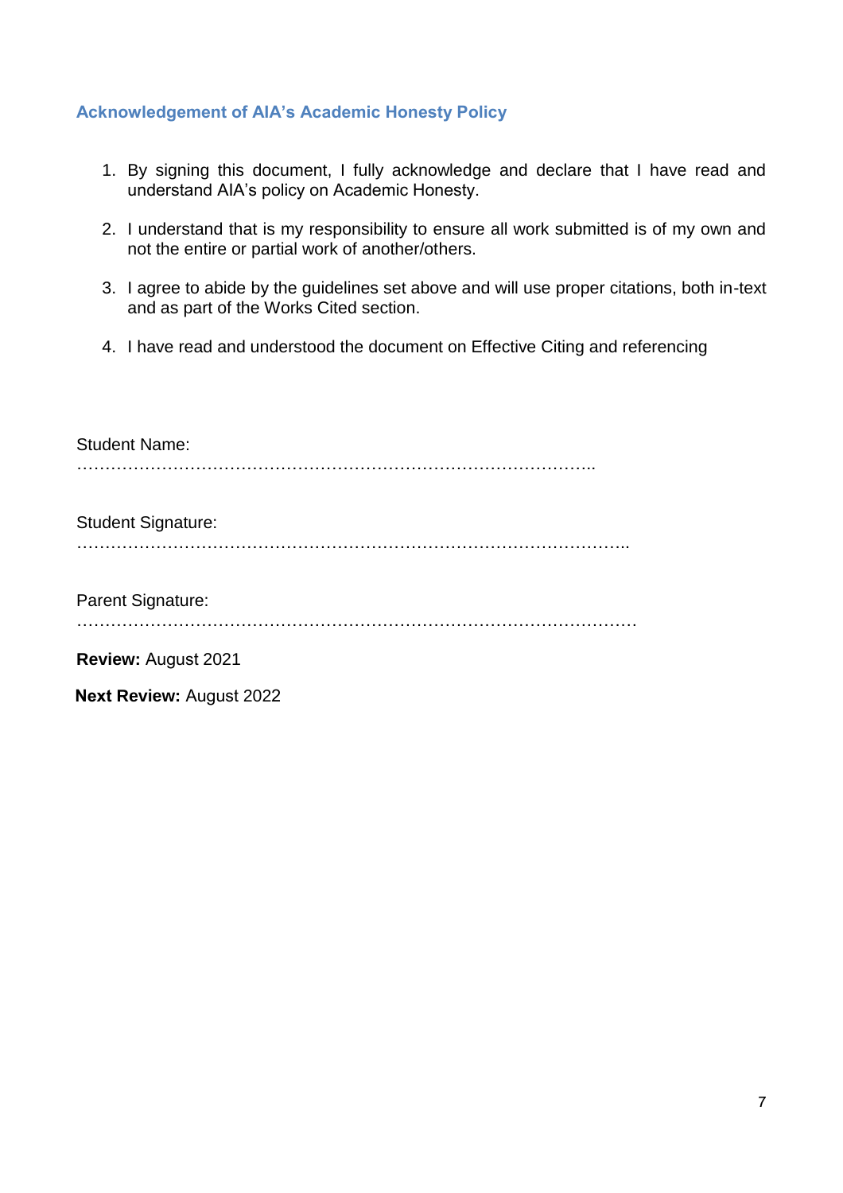## Acknowledgement of AIA's Academic Honesty Policy

1. By signing this document, I fully acknowledge and declare that I have read and understand AIA's policy on Academic Honesty.
2. I understand that is my responsibility to ensure all work submitted is of my own and not the entire or partial work of another/others.
3. I agree to abide by the guidelines set above and will use proper citations, both in-text and as part of the Works Cited section.
4. I have read and understood the document on Effective Citing and referencing

Student Name:
……………………………………………………………………………………..

Student Signature:
…………………………………………………………………………………………..

Parent Signature:
…………………………………………………………………………………………….

**Review:** August 2021

**Next Review:** August 2022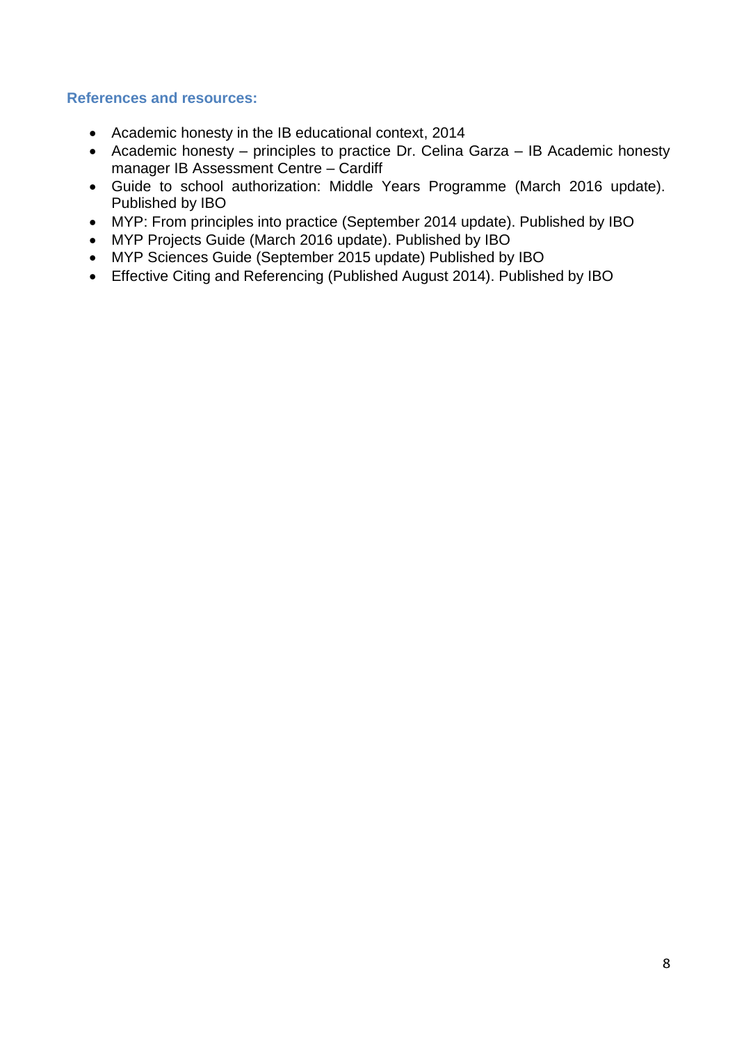### References and resources:

- Academic honesty in the IB educational context, 2014
- Academic honesty – principles to practice Dr. Celina Garza – IB Academic honesty manager IB Assessment Centre – Cardiff
- Guide to school authorization: Middle Years Programme (March 2016 update). Published by IBO
- MYP: From principles into practice (September 2014 update). Published by IBO
- MYP Projects Guide (March 2016 update). Published by IBO
- MYP Sciences Guide (September 2015 update) Published by IBO
- Effective Citing and Referencing (Published August 2014). Published by IBO